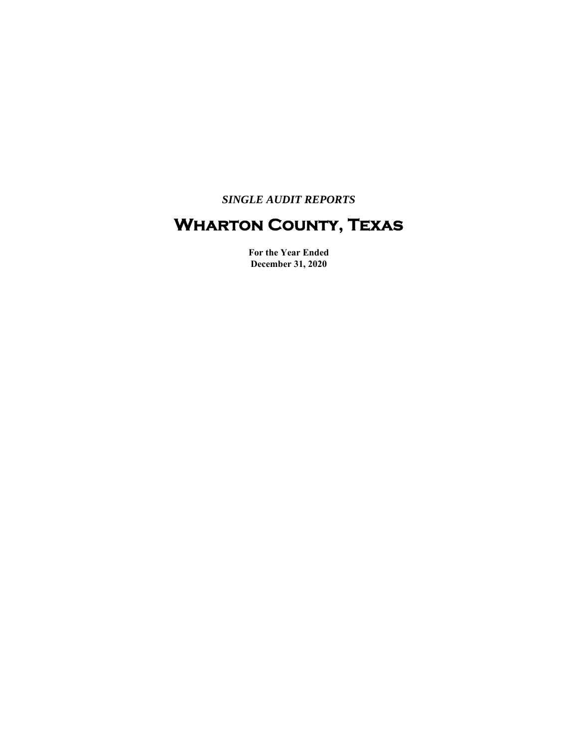*SINGLE AUDIT REPORTS*

# Wharton County, Texas

**For the Year Ended**
**December 31, 2020**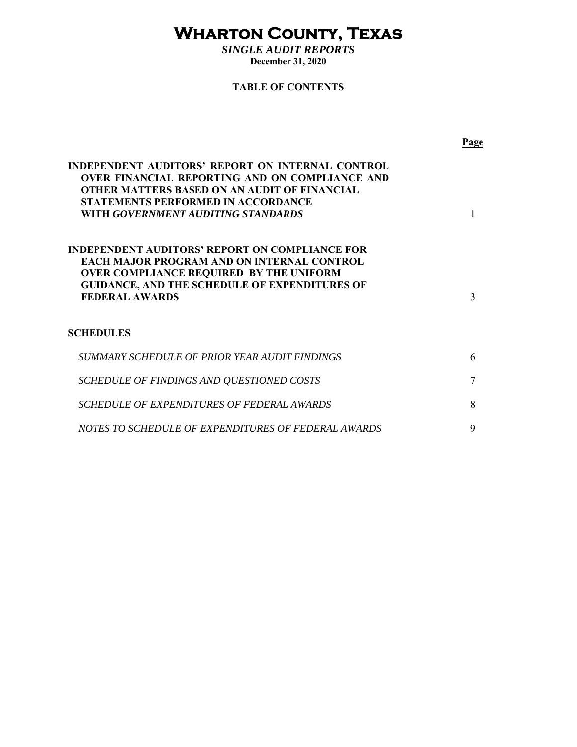# Wharton County, Texas

***Single Audit Reports***

**December 31, 2020**

**TABLE OF CONTENTS**

| | Page |
|---|---|
| **INDEPENDENT AUDITORS' REPORT ON INTERNAL CONTROL OVER FINANCIAL REPORTING AND ON COMPLIANCE AND OTHER MATTERS BASED ON AN AUDIT OF FINANCIAL STATEMENTS PERFORMED IN ACCORDANCE WITH *GOVERNMENT AUDITING STANDARDS*** | 1 |
| **INDEPENDENT AUDITORS' REPORT ON COMPLIANCE FOR EACH MAJOR PROGRAM AND ON INTERNAL CONTROL OVER COMPLIANCE REQUIRED BY THE UNIFORM GUIDANCE, AND THE SCHEDULE OF EXPENDITURES OF FEDERAL AWARDS** | 3 |
| **SCHEDULES** | |
| *SUMMARY SCHEDULE OF PRIOR YEAR AUDIT FINDINGS* | 6 |
| *SCHEDULE OF FINDINGS AND QUESTIONED COSTS* | 7 |
| *SCHEDULE OF EXPENDITURES OF FEDERAL AWARDS* | 8 |
| *NOTES TO SCHEDULE OF EXPENDITURES OF FEDERAL AWARDS* | 9 |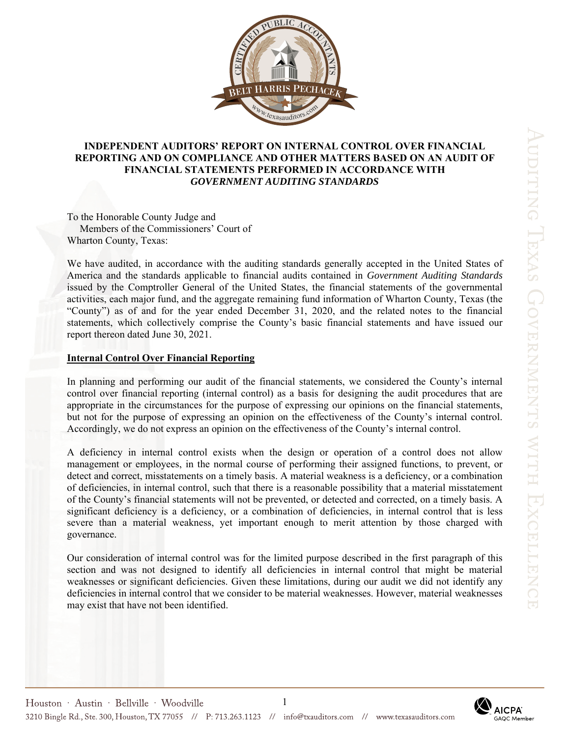# INDEPENDENT AUDITORS' REPORT ON INTERNAL CONTROL OVER FINANCIAL REPORTING AND ON COMPLIANCE AND OTHER MATTERS BASED ON AN AUDIT OF FINANCIAL STATEMENTS PERFORMED IN ACCORDANCE WITH *GOVERNMENT AUDITING STANDARDS*

To the Honorable County Judge and
Members of the Commissioners' Court of
Wharton County, Texas:

We have audited, in accordance with the auditing standards generally accepted in the United States of America and the standards applicable to financial audits contained in *Government Auditing Standards* issued by the Comptroller General of the United States, the financial statements of the governmental activities, each major fund, and the aggregate remaining fund information of Wharton County, Texas (the "County") as of and for the year ended December 31, 2020, and the related notes to the financial statements, which collectively comprise the County's basic financial statements and have issued our report thereon dated June 30, 2021.

## Internal Control Over Financial Reporting

In planning and performing our audit of the financial statements, we considered the County's internal control over financial reporting (internal control) as a basis for designing the audit procedures that are appropriate in the circumstances for the purpose of expressing our opinions on the financial statements, but not for the purpose of expressing an opinion on the effectiveness of the County's internal control. Accordingly, we do not express an opinion on the effectiveness of the County's internal control.

A deficiency in internal control exists when the design or operation of a control does not allow management or employees, in the normal course of performing their assigned functions, to prevent, or detect and correct, misstatements on a timely basis. A material weakness is a deficiency, or a combination of deficiencies, in internal control, such that there is a reasonable possibility that a material misstatement of the County's financial statements will not be prevented, or detected and corrected, on a timely basis. A significant deficiency is a deficiency, or a combination of deficiencies, in internal control that is less severe than a material weakness, yet important enough to merit attention by those charged with governance.

Our consideration of internal control was for the limited purpose described in the first paragraph of this section and was not designed to identify all deficiencies in internal control that might be material weaknesses or significant deficiencies. Given these limitations, during our audit we did not identify any deficiencies in internal control that we consider to be material weaknesses. However, material weaknesses may exist that have not been identified.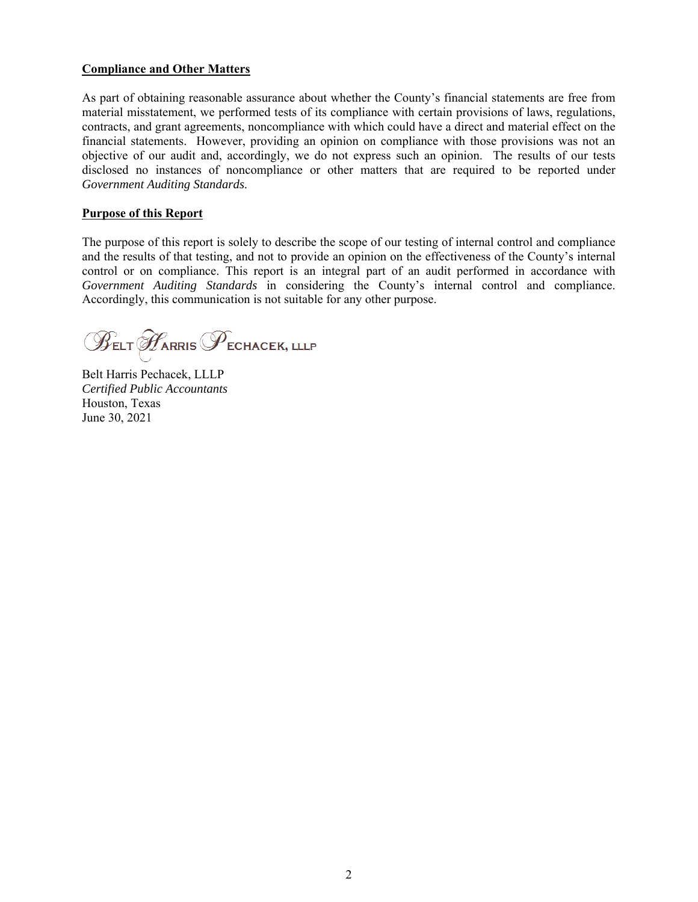**Compliance and Other Matters**

As part of obtaining reasonable assurance about whether the County's financial statements are free from material misstatement, we performed tests of its compliance with certain provisions of laws, regulations, contracts, and grant agreements, noncompliance with which could have a direct and material effect on the financial statements. However, providing an opinion on compliance with those provisions was not an objective of our audit and, accordingly, we do not express such an opinion. The results of our tests disclosed no instances of noncompliance or other matters that are required to be reported under *Government Auditing Standards*.

**Purpose of this Report**

The purpose of this report is solely to describe the scope of our testing of internal control and compliance and the results of that testing, and not to provide an opinion on the effectiveness of the County's internal control or on compliance. This report is an integral part of an audit performed in accordance with *Government Auditing Standards* in considering the County's internal control and compliance. Accordingly, this communication is not suitable for any other purpose.

Belt Harris Pechacek, LLLP

Belt Harris Pechacek, LLLP
*Certified Public Accountants*
Houston, Texas
June 30, 2021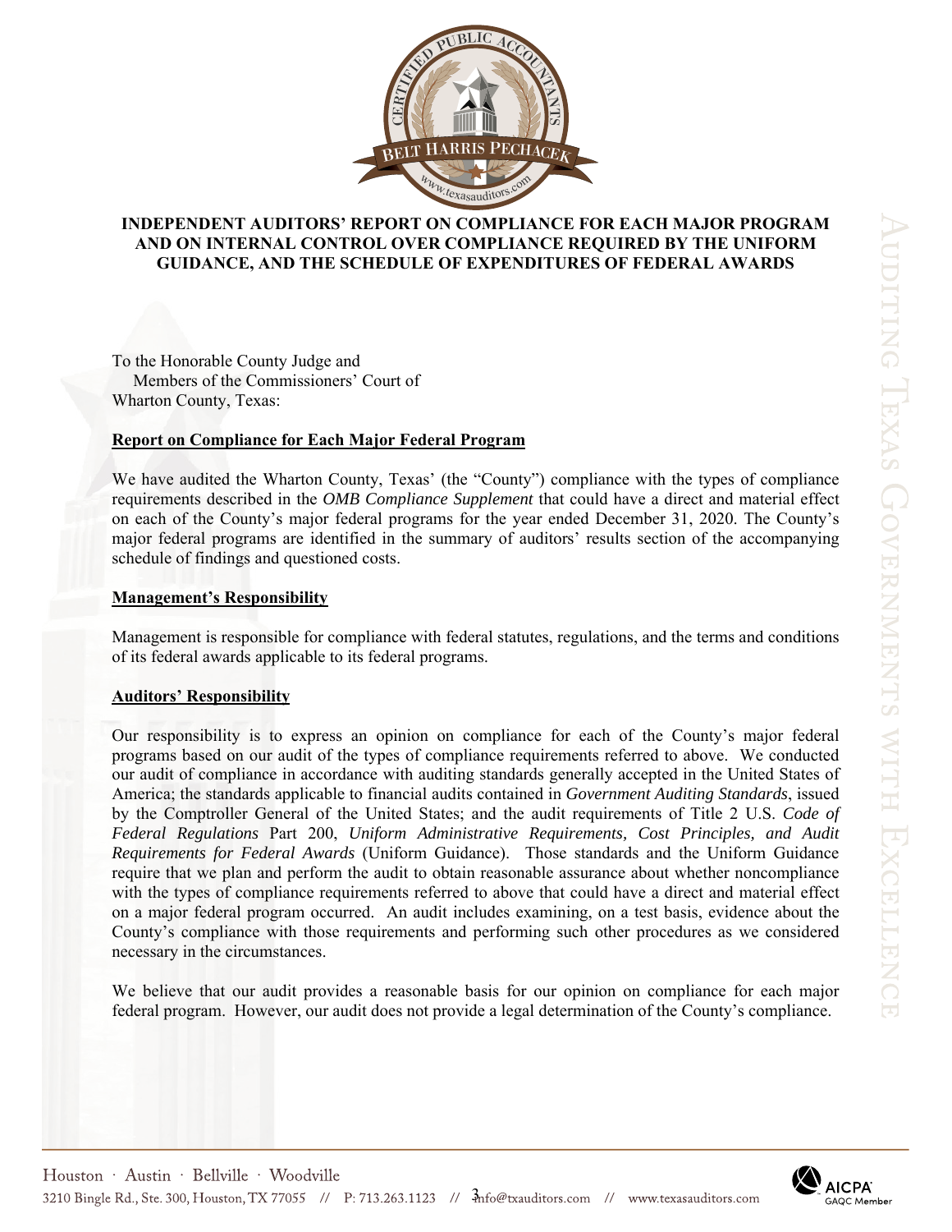# INDEPENDENT AUDITORS' REPORT ON COMPLIANCE FOR EACH MAJOR PROGRAM AND ON INTERNAL CONTROL OVER COMPLIANCE REQUIRED BY THE UNIFORM GUIDANCE, AND THE SCHEDULE OF EXPENDITURES OF FEDERAL AWARDS

To the Honorable County Judge and
Members of the Commissioners' Court of
Wharton County, Texas:

## Report on Compliance for Each Major Federal Program

We have audited the Wharton County, Texas' (the "County") compliance with the types of compliance requirements described in the *OMB Compliance Supplement* that could have a direct and material effect on each of the County's major federal programs for the year ended December 31, 2020. The County's major federal programs are identified in the summary of auditors' results section of the accompanying schedule of findings and questioned costs.

## Management's Responsibility

Management is responsible for compliance with federal statutes, regulations, and the terms and conditions of its federal awards applicable to its federal programs.

## Auditors' Responsibility

Our responsibility is to express an opinion on compliance for each of the County's major federal programs based on our audit of the types of compliance requirements referred to above. We conducted our audit of compliance in accordance with auditing standards generally accepted in the United States of America; the standards applicable to financial audits contained in *Government Auditing Standards*, issued by the Comptroller General of the United States; and the audit requirements of Title 2 U.S. *Code of Federal Regulations* Part 200, *Uniform Administrative Requirements, Cost Principles, and Audit Requirements for Federal Awards* (Uniform Guidance). Those standards and the Uniform Guidance require that we plan and perform the audit to obtain reasonable assurance about whether noncompliance with the types of compliance requirements referred to above that could have a direct and material effect on a major federal program occurred. An audit includes examining, on a test basis, evidence about the County's compliance with those requirements and performing such other procedures as we considered necessary in the circumstances.

We believe that our audit provides a reasonable basis for our opinion on compliance for each major federal program. However, our audit does not provide a legal determination of the County's compliance.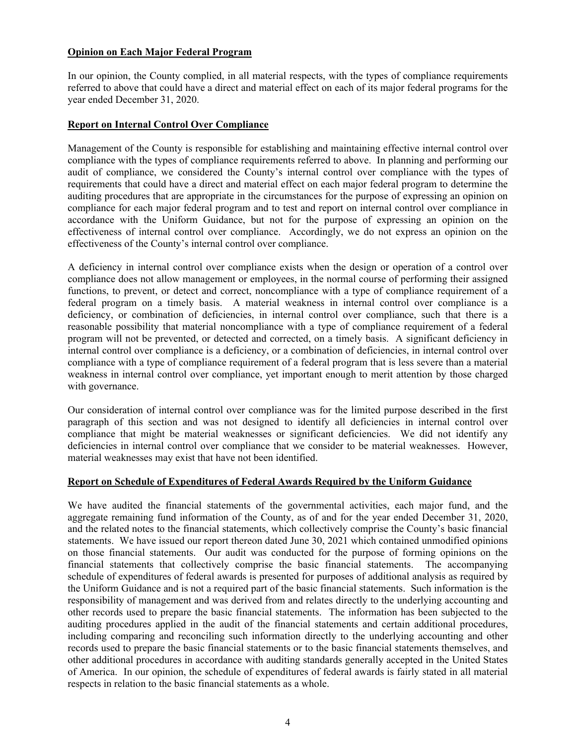**Opinion on Each Major Federal Program**

In our opinion, the County complied, in all material respects, with the types of compliance requirements referred to above that could have a direct and material effect on each of its major federal programs for the year ended December 31, 2020.

**Report on Internal Control Over Compliance**

Management of the County is responsible for establishing and maintaining effective internal control over compliance with the types of compliance requirements referred to above. In planning and performing our audit of compliance, we considered the County's internal control over compliance with the types of requirements that could have a direct and material effect on each major federal program to determine the auditing procedures that are appropriate in the circumstances for the purpose of expressing an opinion on compliance for each major federal program and to test and report on internal control over compliance in accordance with the Uniform Guidance, but not for the purpose of expressing an opinion on the effectiveness of internal control over compliance. Accordingly, we do not express an opinion on the effectiveness of the County's internal control over compliance.

A deficiency in internal control over compliance exists when the design or operation of a control over compliance does not allow management or employees, in the normal course of performing their assigned functions, to prevent, or detect and correct, noncompliance with a type of compliance requirement of a federal program on a timely basis. A material weakness in internal control over compliance is a deficiency, or combination of deficiencies, in internal control over compliance, such that there is a reasonable possibility that material noncompliance with a type of compliance requirement of a federal program will not be prevented, or detected and corrected, on a timely basis. A significant deficiency in internal control over compliance is a deficiency, or a combination of deficiencies, in internal control over compliance with a type of compliance requirement of a federal program that is less severe than a material weakness in internal control over compliance, yet important enough to merit attention by those charged with governance.

Our consideration of internal control over compliance was for the limited purpose described in the first paragraph of this section and was not designed to identify all deficiencies in internal control over compliance that might be material weaknesses or significant deficiencies. We did not identify any deficiencies in internal control over compliance that we consider to be material weaknesses. However, material weaknesses may exist that have not been identified.

**Report on Schedule of Expenditures of Federal Awards Required by the Uniform Guidance**

We have audited the financial statements of the governmental activities, each major fund, and the aggregate remaining fund information of the County, as of and for the year ended December 31, 2020, and the related notes to the financial statements, which collectively comprise the County's basic financial statements. We have issued our report thereon dated June 30, 2021 which contained unmodified opinions on those financial statements. Our audit was conducted for the purpose of forming opinions on the financial statements that collectively comprise the basic financial statements. The accompanying schedule of expenditures of federal awards is presented for purposes of additional analysis as required by the Uniform Guidance and is not a required part of the basic financial statements. Such information is the responsibility of management and was derived from and relates directly to the underlying accounting and other records used to prepare the basic financial statements. The information has been subjected to the auditing procedures applied in the audit of the financial statements and certain additional procedures, including comparing and reconciling such information directly to the underlying accounting and other records used to prepare the basic financial statements or to the basic financial statements themselves, and other additional procedures in accordance with auditing standards generally accepted in the United States of America. In our opinion, the schedule of expenditures of federal awards is fairly stated in all material respects in relation to the basic financial statements as a whole.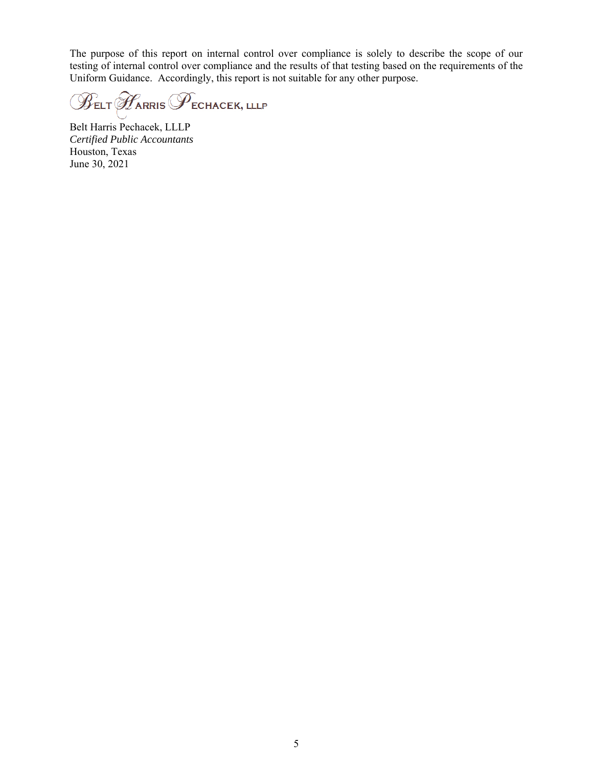The purpose of this report on internal control over compliance is solely to describe the scope of our testing of internal control over compliance and the results of that testing based on the requirements of the Uniform Guidance. Accordingly, this report is not suitable for any other purpose.

BELT HARRIS PECHACEK, LLLP

Belt Harris Pechacek, LLLP
*Certified Public Accountants*
Houston, Texas
June 30, 2021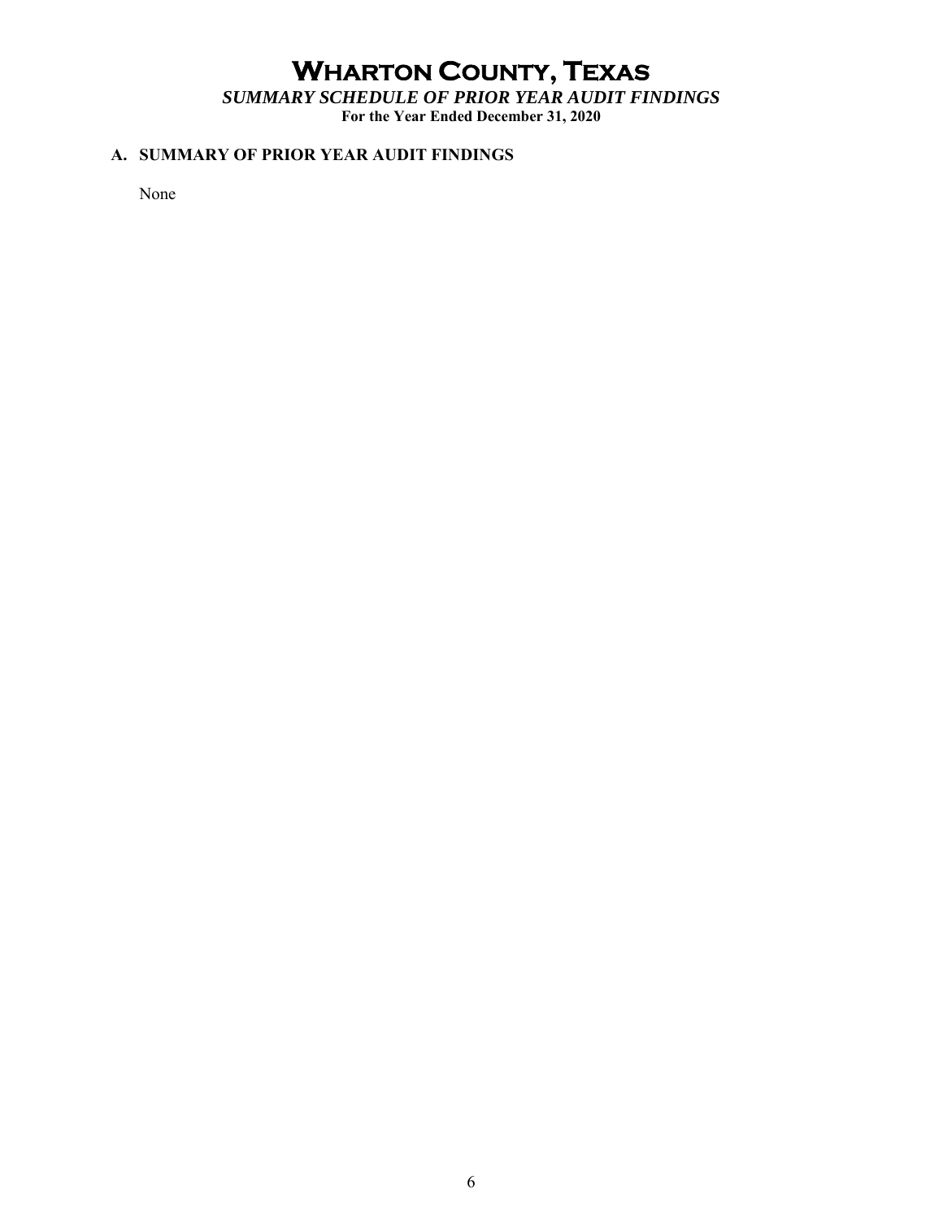# Wharton County, Texas

## *SUMMARY SCHEDULE OF PRIOR YEAR AUDIT FINDINGS*

**For the Year Ended December 31, 2020**

### A. SUMMARY OF PRIOR YEAR AUDIT FINDINGS

None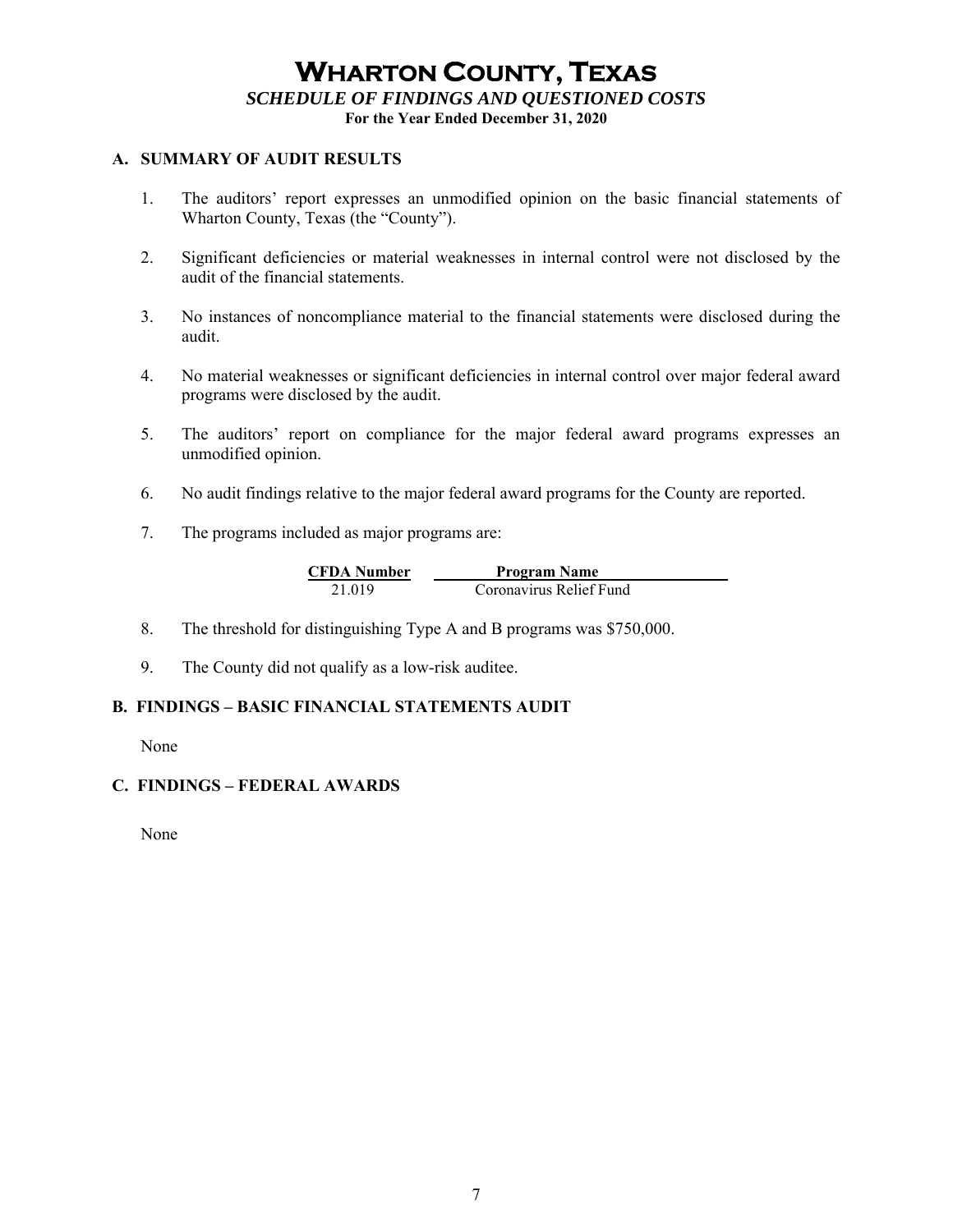# WHARTON COUNTY, TEXAS

***SCHEDULE OF FINDINGS AND QUESTIONED COSTS***

**For the Year Ended December 31, 2020**

## A. SUMMARY OF AUDIT RESULTS

1. The auditors' report expresses an unmodified opinion on the basic financial statements of Wharton County, Texas (the "County").

2. Significant deficiencies or material weaknesses in internal control were not disclosed by the audit of the financial statements.

3. No instances of noncompliance material to the financial statements were disclosed during the audit.

4. No material weaknesses or significant deficiencies in internal control over major federal award programs were disclosed by the audit.

5. The auditors' report on compliance for the major federal award programs expresses an unmodified opinion.

6. No audit findings relative to the major federal award programs for the County are reported.

7. The programs included as major programs are:

| CFDA Number | Program Name |
|---|---|
| 21.019 | Coronavirus Relief Fund |

8. The threshold for distinguishing Type A and B programs was $750,000.

9. The County did not qualify as a low-risk auditee.

## B. FINDINGS – BASIC FINANCIAL STATEMENTS AUDIT

None

## C. FINDINGS – FEDERAL AWARDS

None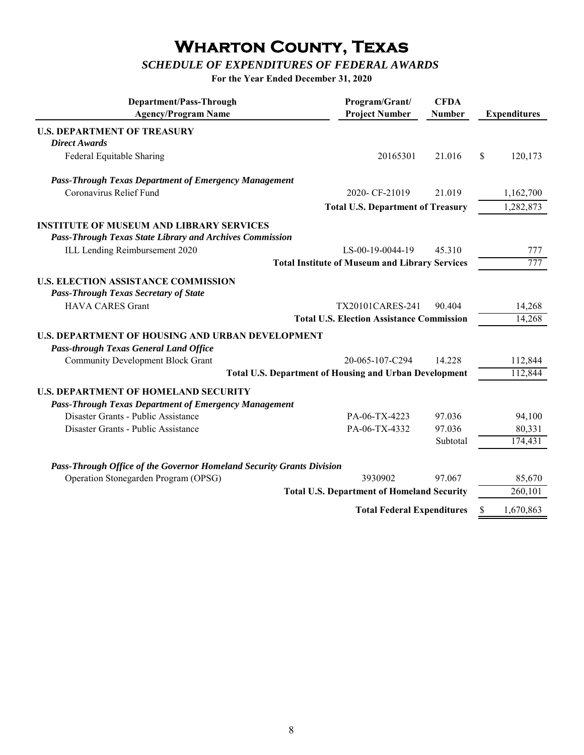# Wharton County, Texas

## *SCHEDULE OF EXPENDITURES OF FEDERAL AWARDS*

**For the Year Ended December 31, 2020**

| Department/Pass-Through Agency/Program Name | Program/Grant/ Project Number | CFDA Number | Expenditures |
|---|---|---|---|
| **U.S. DEPARTMENT OF TREASURY** | | | |
| ***Direct Awards*** | | | |
| Federal Equitable Sharing | 20165301 | 21.016 | $ 120,173 |
| ***Pass-Through Texas Department of Emergency Management*** | | | |
| Coronavirus Relief Fund | 2020- CF-21019 | 21.019 | 1,162,700 |
| | **Total U.S. Department of Treasury** | | 1,282,873 |
| **INSTITUTE OF MUSEUM AND LIBRARY SERVICES** | | | |
| ***Pass-Through Texas State Library and Archives Commission*** | | | |
| ILL Lending Reimbursement 2020 | LS-00-19-0044-19 | 45.310 | 777 |
| | **Total Institute of Museum and Library Services** | | 777 |
| **U.S. ELECTION ASSISTANCE COMMISSION** | | | |
| ***Pass-Through Texas Secretary of State*** | | | |
| HAVA CARES Grant | TX20101CARES-241 | 90.404 | 14,268 |
| | **Total U.S. Election Assistance Commission** | | 14,268 |
| **U.S. DEPARTMENT OF HOUSING AND URBAN DEVELOPMENT** | | | |
| ***Pass-through Texas General Land Office*** | | | |
| Community Development Block Grant | 20-065-107-C294 | 14.228 | 112,844 |
| | **Total U.S. Department of Housing and Urban Development** | | 112,844 |
| **U.S. DEPARTMENT OF HOMELAND SECURITY** | | | |
| ***Pass-Through Texas Department of Emergency Management*** | | | |
| Disaster Grants - Public Assistance | PA-06-TX-4223 | 97.036 | 94,100 |
| Disaster Grants - Public Assistance | PA-06-TX-4332 | 97.036 | 80,331 |
| | | Subtotal | 174,431 |
| ***Pass-Through Office of the Governor Homeland Security Grants Division*** | | | |
| Operation Stonegarden Program (OPSG) | 3930902 | 97.067 | 85,670 |
| | **Total U.S. Department of Homeland Security** | | 260,101 |
| | **Total Federal Expenditures** | | $ 1,670,863 |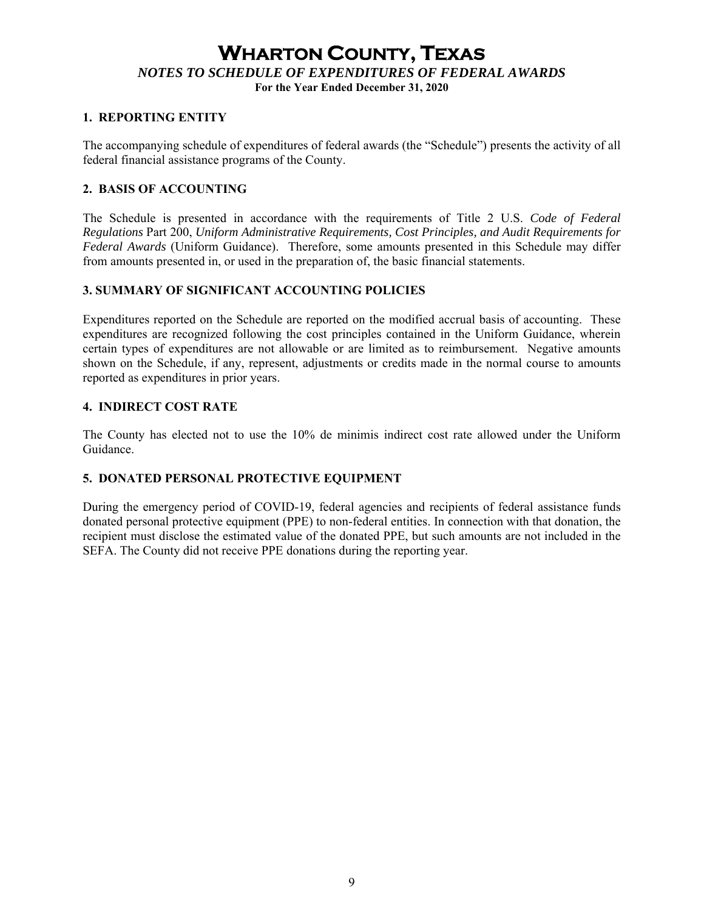# WHARTON COUNTY, TEXAS

## *NOTES TO SCHEDULE OF EXPENDITURES OF FEDERAL AWARDS*

**For the Year Ended December 31, 2020**

### 1. REPORTING ENTITY

The accompanying schedule of expenditures of federal awards (the "Schedule") presents the activity of all federal financial assistance programs of the County.

### 2. BASIS OF ACCOUNTING

The Schedule is presented in accordance with the requirements of Title 2 U.S. *Code of Federal Regulations* Part 200, *Uniform Administrative Requirements, Cost Principles, and Audit Requirements for Federal Awards* (Uniform Guidance). Therefore, some amounts presented in this Schedule may differ from amounts presented in, or used in the preparation of, the basic financial statements.

### 3. SUMMARY OF SIGNIFICANT ACCOUNTING POLICIES

Expenditures reported on the Schedule are reported on the modified accrual basis of accounting. These expenditures are recognized following the cost principles contained in the Uniform Guidance, wherein certain types of expenditures are not allowable or are limited as to reimbursement. Negative amounts shown on the Schedule, if any, represent, adjustments or credits made in the normal course to amounts reported as expenditures in prior years.

### 4. INDIRECT COST RATE

The County has elected not to use the 10% de minimis indirect cost rate allowed under the Uniform Guidance.

### 5. DONATED PERSONAL PROTECTIVE EQUIPMENT

During the emergency period of COVID-19, federal agencies and recipients of federal assistance funds donated personal protective equipment (PPE) to non-federal entities. In connection with that donation, the recipient must disclose the estimated value of the donated PPE, but such amounts are not included in the SEFA. The County did not receive PPE donations during the reporting year.